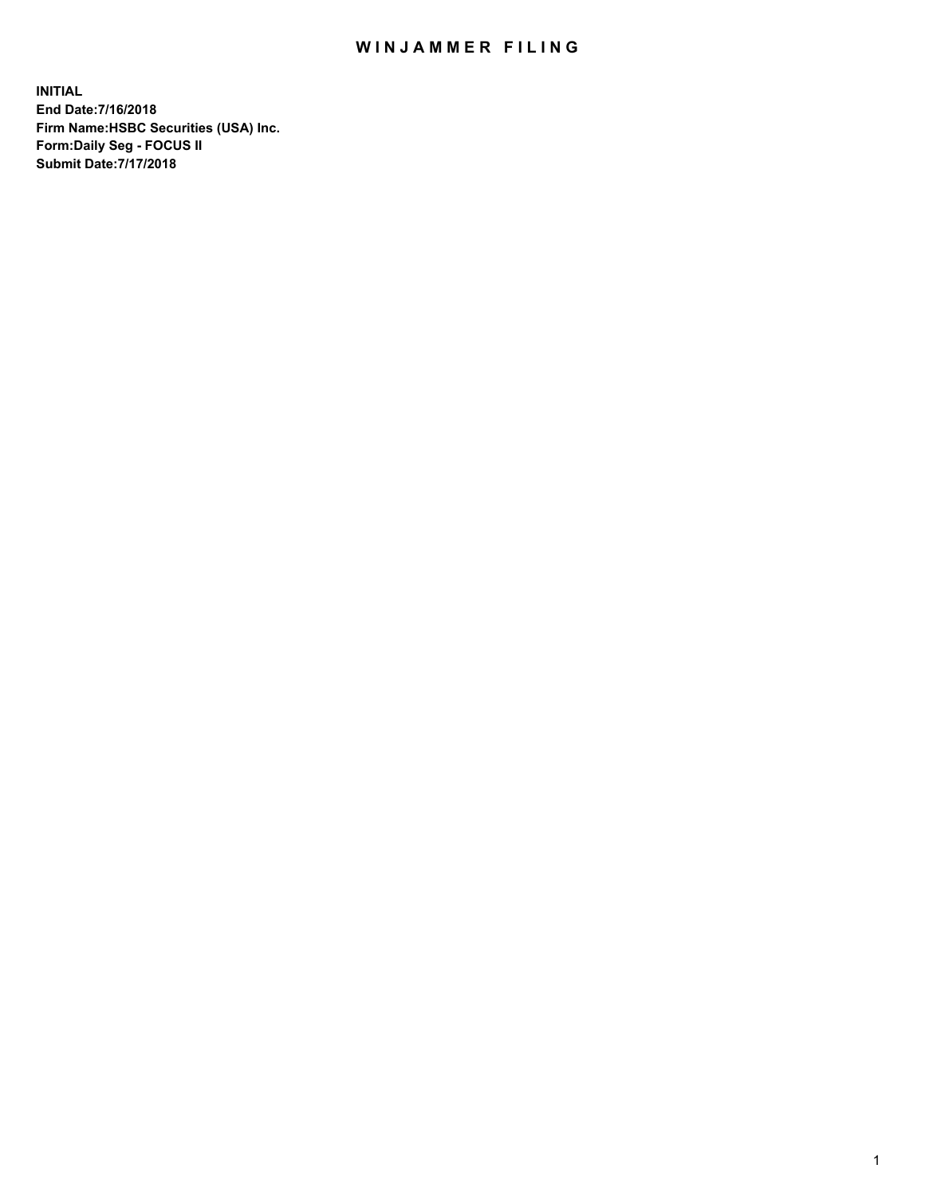# WINJAMMER FILING

**INITIAL**
**End Date:7/16/2018**
**Firm Name:HSBC Securities (USA) Inc.**
**Form:Daily Seg - FOCUS II**
**Submit Date:7/17/2018**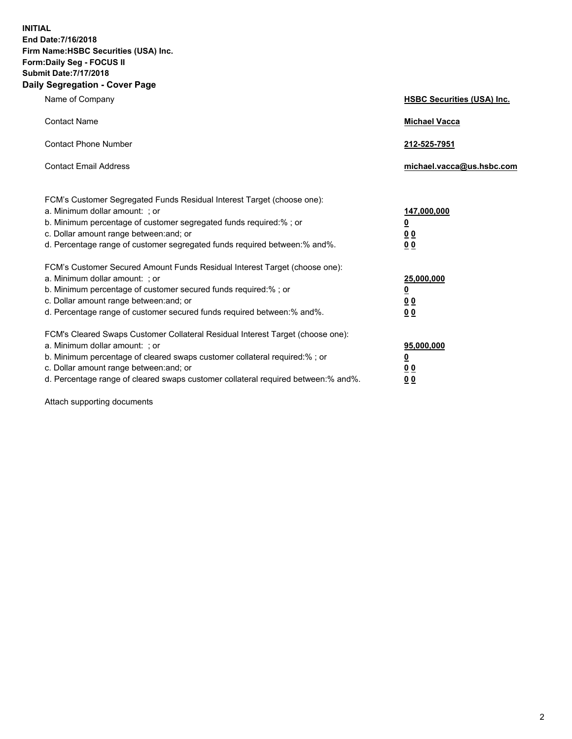**INITIAL**
**End Date:7/16/2018**
**Firm Name:HSBC Securities (USA) Inc.**
**Form:Daily Seg - FOCUS II**
**Submit Date:7/17/2018**
**Daily Segregation - Cover Page**

| | |
|---|---|
| Name of Company | **HSBC Securities (USA) Inc.** |
| Contact Name | **Michael Vacca** |
| Contact Phone Number | **212-525-7951** |
| Contact Email Address | **michael.vacca@us.hsbc.com** |

FCM's Customer Segregated Funds Residual Interest Target (choose one):

| | |
|---|---|
| a. Minimum dollar amount: ; or | **147,000,000** |
| b. Minimum percentage of customer segregated funds required:% ; or | **0** |
| c. Dollar amount range between:and; or | **0 0** |
| d. Percentage range of customer segregated funds required between:% and%. | **0 0** |

FCM's Customer Secured Amount Funds Residual Interest Target (choose one):

| | |
|---|---|
| a. Minimum dollar amount: ; or | **25,000,000** |
| b. Minimum percentage of customer secured funds required:% ; or | **0** |
| c. Dollar amount range between:and; or | **0 0** |
| d. Percentage range of customer secured funds required between:% and%. | **0 0** |

FCM's Cleared Swaps Customer Collateral Residual Interest Target (choose one):

| | |
|---|---|
| a. Minimum dollar amount: ; or | **95,000,000** |
| b. Minimum percentage of cleared swaps customer collateral required:% ; or | **0** |
| c. Dollar amount range between:and; or | **0 0** |
| d. Percentage range of cleared swaps customer collateral required between:% and%. | **0 0** |

Attach supporting documents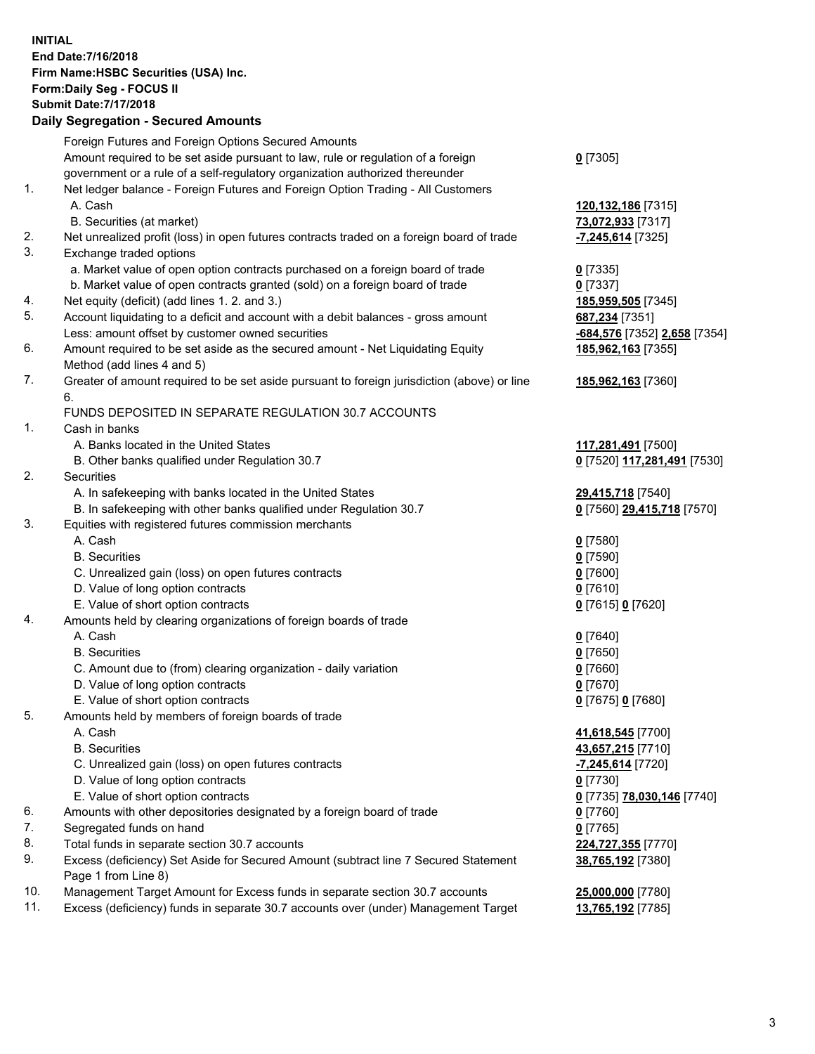**INITIAL**
**End Date:7/16/2018**
**Firm Name:HSBC Securities (USA) Inc.**
**Form:Daily Seg - FOCUS II**
**Submit Date:7/17/2018**
**Daily Segregation - Secured Amounts**

| | | |
|---|---|---|
| | Foreign Futures and Foreign Options Secured Amounts | |
| | Amount required to be set aside pursuant to law, rule or regulation of a foreign government or a rule of a self-regulatory organization authorized thereunder | **0** [7305] |
| 1. | Net ledger balance - Foreign Futures and Foreign Option Trading - All Customers | |
| | A. Cash | **120,132,186** [7315] |
| | B. Securities (at market) | **73,072,933** [7317] |
| 2. | Net unrealized profit (loss) in open futures contracts traded on a foreign board of trade | **-7,245,614** [7325] |
| 3. | Exchange traded options | |
| | a. Market value of open option contracts purchased on a foreign board of trade | **0** [7335] |
| | b. Market value of open contracts granted (sold) on a foreign board of trade | **0** [7337] |
| 4. | Net equity (deficit) (add lines 1. 2. and 3.) | **185,959,505** [7345] |
| 5. | Account liquidating to a deficit and account with a debit balances - gross amount | **687,234** [7351] |
| | Less: amount offset by customer owned securities | **-684,576** [7352] **2,658** [7354] |
| 6. | Amount required to be set aside as the secured amount - Net Liquidating Equity Method (add lines 4 and 5) | **185,962,163** [7355] |
| 7. | Greater of amount required to be set aside pursuant to foreign jurisdiction (above) or line 6. | **185,962,163** [7360] |
| | FUNDS DEPOSITED IN SEPARATE REGULATION 30.7 ACCOUNTS | |
| 1. | Cash in banks | |
| | A. Banks located in the United States | **117,281,491** [7500] |
| | B. Other banks qualified under Regulation 30.7 | **0** [7520] **117,281,491** [7530] |
| 2. | Securities | |
| | A. In safekeeping with banks located in the United States | **29,415,718** [7540] |
| | B. In safekeeping with other banks qualified under Regulation 30.7 | **0** [7560] **29,415,718** [7570] |
| 3. | Equities with registered futures commission merchants | |
| | A. Cash | **0** [7580] |
| | B. Securities | **0** [7590] |
| | C. Unrealized gain (loss) on open futures contracts | **0** [7600] |
| | D. Value of long option contracts | **0** [7610] |
| | E. Value of short option contracts | **0** [7615] **0** [7620] |
| 4. | Amounts held by clearing organizations of foreign boards of trade | |
| | A. Cash | **0** [7640] |
| | B. Securities | **0** [7650] |
| | C. Amount due to (from) clearing organization - daily variation | **0** [7660] |
| | D. Value of long option contracts | **0** [7670] |
| | E. Value of short option contracts | **0** [7675] **0** [7680] |
| 5. | Amounts held by members of foreign boards of trade | |
| | A. Cash | **41,618,545** [7700] |
| | B. Securities | **43,657,215** [7710] |
| | C. Unrealized gain (loss) on open futures contracts | **-7,245,614** [7720] |
| | D. Value of long option contracts | **0** [7730] |
| | E. Value of short option contracts | **0** [7735] **78,030,146** [7740] |
| 6. | Amounts with other depositories designated by a foreign board of trade | **0** [7760] |
| 7. | Segregated funds on hand | **0** [7765] |
| 8. | Total funds in separate section 30.7 accounts | **224,727,355** [7770] |
| 9. | Excess (deficiency) Set Aside for Secured Amount (subtract line 7 Secured Statement Page 1 from Line 8) | **38,765,192** [7380] |
| 10. | Management Target Amount for Excess funds in separate section 30.7 accounts | **25,000,000** [7780] |
| 11. | Excess (deficiency) funds in separate 30.7 accounts over (under) Management Target | **13,765,192** [7785] |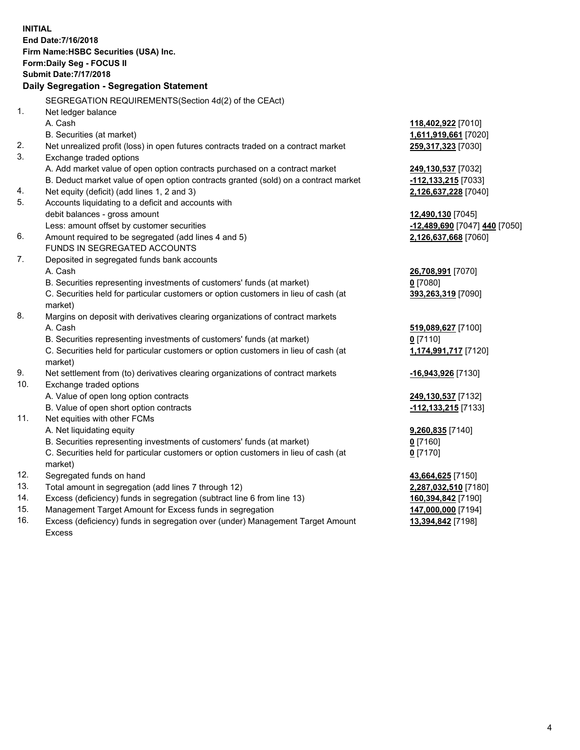**INITIAL**
**End Date:7/16/2018**
**Firm Name:HSBC Securities (USA) Inc.**
**Form:Daily Seg - FOCUS II**
**Submit Date:7/17/2018**

**Daily Segregation - Segregation Statement**

SEGREGATION REQUIREMENTS(Section 4d(2) of the CEAct)

| | | |
|---|---|---|
| 1. | Net ledger balance | |
| | A. Cash | **118,402,922** [7010] |
| | B. Securities (at market) | **1,611,919,661** [7020] |
| 2. | Net unrealized profit (loss) in open futures contracts traded on a contract market | **259,317,323** [7030] |
| 3. | Exchange traded options | |
| | A. Add market value of open option contracts purchased on a contract market | **249,130,537** [7032] |
| | B. Deduct market value of open option contracts granted (sold) on a contract market | **-112,133,215** [7033] |
| 4. | Net equity (deficit) (add lines 1, 2 and 3) | **2,126,637,228** [7040] |
| 5. | Accounts liquidating to a deficit and accounts with debit balances - gross amount | **12,490,130** [7045] |
| | Less: amount offset by customer securities | **-12,489,690** [7047] **440** [7050] |
| 6. | Amount required to be segregated (add lines 4 and 5) | **2,126,637,668** [7060] |
| | FUNDS IN SEGREGATED ACCOUNTS | |
| 7. | Deposited in segregated funds bank accounts | |
| | A. Cash | **26,708,991** [7070] |
| | B. Securities representing investments of customers' funds (at market) | **0** [7080] |
| | C. Securities held for particular customers or option customers in lieu of cash (at market) | **393,263,319** [7090] |
| 8. | Margins on deposit with derivatives clearing organizations of contract markets | |
| | A. Cash | **519,089,627** [7100] |
| | B. Securities representing investments of customers' funds (at market) | **0** [7110] |
| | C. Securities held for particular customers or option customers in lieu of cash (at market) | **1,174,991,717** [7120] |
| 9. | Net settlement from (to) derivatives clearing organizations of contract markets | **-16,943,926** [7130] |
| 10. | Exchange traded options | |
| | A. Value of open long option contracts | **249,130,537** [7132] |
| | B. Value of open short option contracts | **-112,133,215** [7133] |
| 11. | Net equities with other FCMs | |
| | A. Net liquidating equity | **9,260,835** [7140] |
| | B. Securities representing investments of customers' funds (at market) | **0** [7160] |
| | C. Securities held for particular customers or option customers in lieu of cash (at market) | **0** [7170] |
| 12. | Segregated funds on hand | **43,664,625** [7150] |
| 13. | Total amount in segregation (add lines 7 through 12) | **2,287,032,510** [7180] |
| 14. | Excess (deficiency) funds in segregation (subtract line 6 from line 13) | **160,394,842** [7190] |
| 15. | Management Target Amount for Excess funds in segregation | **147,000,000** [7194] |
| 16. | Excess (deficiency) funds in segregation over (under) Management Target Amount Excess | **13,394,842** [7198] |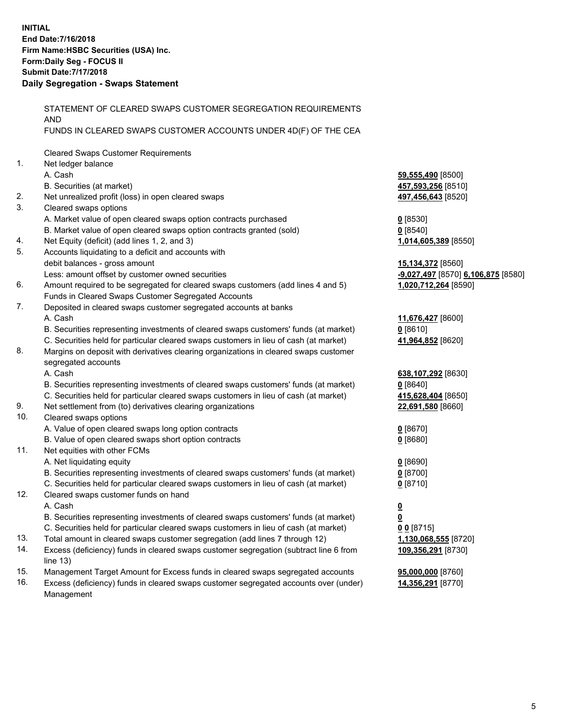**INITIAL**
**End Date:7/16/2018**
**Firm Name:HSBC Securities (USA) Inc.**
**Form:Daily Seg - FOCUS II**
**Submit Date:7/17/2018**
**Daily Segregation - Swaps Statement**

STATEMENT OF CLEARED SWAPS CUSTOMER SEGREGATION REQUIREMENTS AND FUNDS IN CLEARED SWAPS CUSTOMER ACCOUNTS UNDER 4D(F) OF THE CEA

| | | |
|---|---|---|
| | Cleared Swaps Customer Requirements | |
| 1. | Net ledger balance | |
| | A. Cash | **59,555,490** [8500] |
| | B. Securities (at market) | **457,593,256** [8510] |
| 2. | Net unrealized profit (loss) in open cleared swaps | **497,456,643** [8520] |
| 3. | Cleared swaps options | |
| | A. Market value of open cleared swaps option contracts purchased | **0** [8530] |
| | B. Market value of open cleared swaps option contracts granted (sold) | **0** [8540] |
| 4. | Net Equity (deficit) (add lines 1, 2, and 3) | **1,014,605,389** [8550] |
| 5. | Accounts liquidating to a deficit and accounts with debit balances - gross amount | **15,134,372** [8560] |
| | Less: amount offset by customer owned securities | **-9,027,497** [8570] **6,106,875** [8580] |
| 6. | Amount required to be segregated for cleared swaps customers (add lines 4 and 5) | **1,020,712,264** [8590] |
| | Funds in Cleared Swaps Customer Segregated Accounts | |
| 7. | Deposited in cleared swaps customer segregated accounts at banks | |
| | A. Cash | **11,676,427** [8600] |
| | B. Securities representing investments of cleared swaps customers' funds (at market) | **0** [8610] |
| | C. Securities held for particular cleared swaps customers in lieu of cash (at market) | **41,964,852** [8620] |
| 8. | Margins on deposit with derivatives clearing organizations in cleared swaps customer segregated accounts | |
| | A. Cash | **638,107,292** [8630] |
| | B. Securities representing investments of cleared swaps customers' funds (at market) | **0** [8640] |
| | C. Securities held for particular cleared swaps customers in lieu of cash (at market) | **415,628,404** [8650] |
| 9. | Net settlement from (to) derivatives clearing organizations | **22,691,580** [8660] |
| 10. | Cleared swaps options | |
| | A. Value of open cleared swaps long option contracts | **0** [8670] |
| | B. Value of open cleared swaps short option contracts | **0** [8680] |
| 11. | Net equities with other FCMs | |
| | A. Net liquidating equity | **0** [8690] |
| | B. Securities representing investments of cleared swaps customers' funds (at market) | **0** [8700] |
| | C. Securities held for particular cleared swaps customers in lieu of cash (at market) | **0** [8710] |
| 12. | Cleared swaps customer funds on hand | |
| | A. Cash | **0** |
| | B. Securities representing investments of cleared swaps customers' funds (at market) | **0** |
| | C. Securities held for particular cleared swaps customers in lieu of cash (at market) | **0** **0** [8715] |
| 13. | Total amount in cleared swaps customer segregation (add lines 7 through 12) | **1,130,068,555** [8720] |
| 14. | Excess (deficiency) funds in cleared swaps customer segregation (subtract line 6 from line 13) | **109,356,291** [8730] |
| 15. | Management Target Amount for Excess funds in cleared swaps segregated accounts | **95,000,000** [8760] |
| 16. | Excess (deficiency) funds in cleared swaps customer segregated accounts over (under) Management | **14,356,291** [8770] |